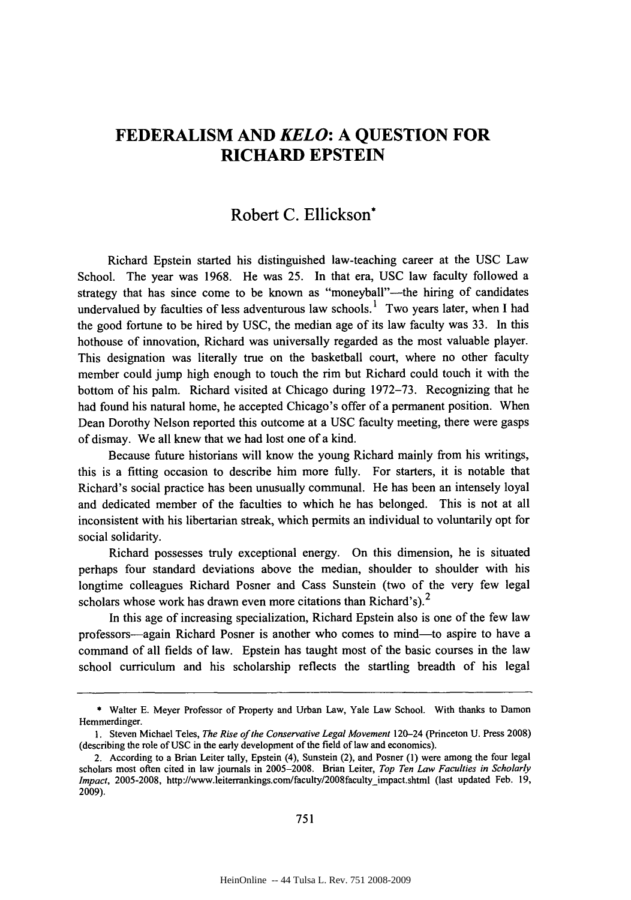# FEDERALISM AND *KELO*: A QUESTION FOR RICHARD EPSTEIN

## Robert C. Ellickson*

Richard Epstein started his distinguished law-teaching career at the USC Law School. The year was 1968. He was 25. In that era, USC law faculty followed a strategy that has since come to be known as "moneyball"—the hiring of candidates undervalued by faculties of less adventurous law schools.[1] Two years later, when I had the good fortune to be hired by USC, the median age of its law faculty was 33. In this hothouse of innovation, Richard was universally regarded as the most valuable player. This designation was literally true on the basketball court, where no other faculty member could jump high enough to touch the rim but Richard could touch it with the bottom of his palm. Richard visited at Chicago during 1972–73. Recognizing that he had found his natural home, he accepted Chicago's offer of a permanent position. When Dean Dorothy Nelson reported this outcome at a USC faculty meeting, there were gasps of dismay. We all knew that we had lost one of a kind.

Because future historians will know the young Richard mainly from his writings, this is a fitting occasion to describe him more fully. For starters, it is notable that Richard's social practice has been unusually communal. He has been an intensely loyal and dedicated member of the faculties to which he has belonged. This is not at all inconsistent with his libertarian streak, which permits an individual to voluntarily opt for social solidarity.

Richard possesses truly exceptional energy. On this dimension, he is situated perhaps four standard deviations above the median, shoulder to shoulder with his longtime colleagues Richard Posner and Cass Sunstein (two of the very few legal scholars whose work has drawn even more citations than Richard's).[2]

In this age of increasing specialization, Richard Epstein also is one of the few law professors—again Richard Posner is another who comes to mind—to aspire to have a command of all fields of law. Epstein has taught most of the basic courses in the law school curriculum and his scholarship reflects the startling breadth of his legal

---

\* Walter E. Meyer Professor of Property and Urban Law, Yale Law School. With thanks to Damon Hemmerdinger.

1. Steven Michael Teles, *The Rise of the Conservative Legal Movement* 120–24 (Princeton U. Press 2008) (describing the role of USC in the early development of the field of law and economics).

2. According to a Brian Leiter tally, Epstein (4), Sunstein (2), and Posner (1) were among the four legal scholars most often cited in law journals in 2005–2008. Brian Leiter, *Top Ten Law Faculties in Scholarly Impact*, 2005-2008, http://www.leiterrankings.com/faculty/2008faculty_impact.shtml (last updated Feb. 19, 2009).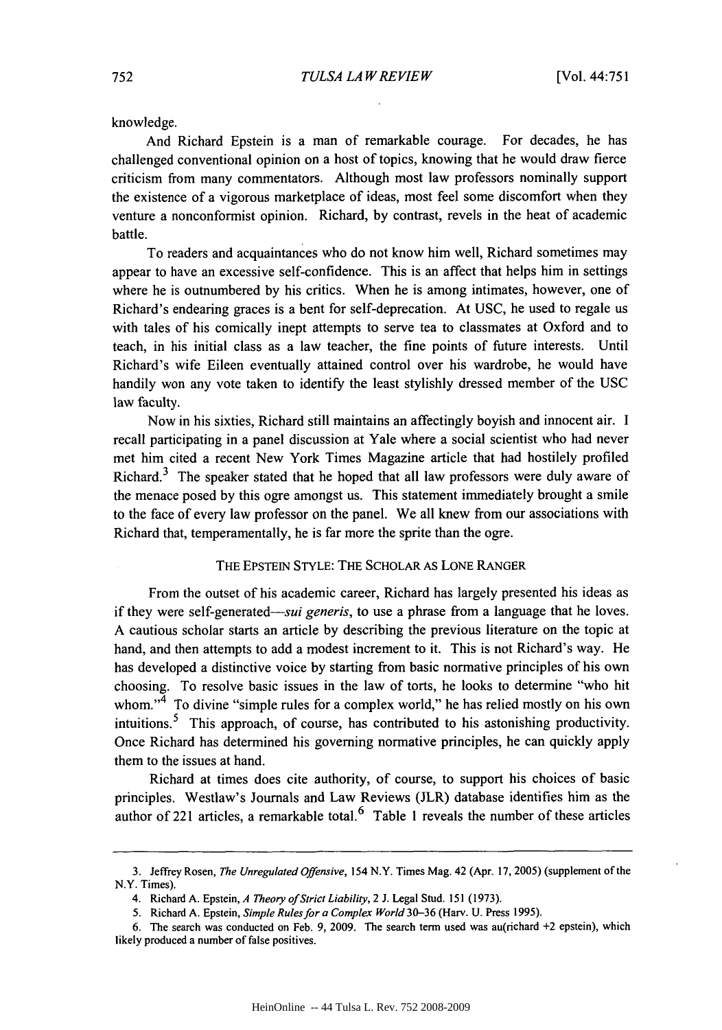knowledge.

And Richard Epstein is a man of remarkable courage. For decades, he has challenged conventional opinion on a host of topics, knowing that he would draw fierce criticism from many commentators. Although most law professors nominally support the existence of a vigorous marketplace of ideas, most feel some discomfort when they venture a nonconformist opinion. Richard, by contrast, revels in the heat of academic battle.

To readers and acquaintances who do not know him well, Richard sometimes may appear to have an excessive self-confidence. This is an affect that helps him in settings where he is outnumbered by his critics. When he is among intimates, however, one of Richard's endearing graces is a bent for self-deprecation. At USC, he used to regale us with tales of his comically inept attempts to serve tea to classmates at Oxford and to teach, in his initial class as a law teacher, the fine points of future interests. Until Richard's wife Eileen eventually attained control over his wardrobe, he would have handily won any vote taken to identify the least stylishly dressed member of the USC law faculty.

Now in his sixties, Richard still maintains an affectingly boyish and innocent air. I recall participating in a panel discussion at Yale where a social scientist who had never met him cited a recent New York Times Magazine article that had hostilely profiled Richard.[3] The speaker stated that he hoped that all law professors were duly aware of the menace posed by this ogre amongst us. This statement immediately brought a smile to the face of every law professor on the panel. We all knew from our associations with Richard that, temperamentally, he is far more the sprite than the ogre.

## THE EPSTEIN STYLE: THE SCHOLAR AS LONE RANGER

From the outset of his academic career, Richard has largely presented his ideas as if they were self-generated—*sui generis*, to use a phrase from a language that he loves. A cautious scholar starts an article by describing the previous literature on the topic at hand, and then attempts to add a modest increment to it. This is not Richard's way. He has developed a distinctive voice by starting from basic normative principles of his own choosing. To resolve basic issues in the law of torts, he looks to determine "who hit whom."[4] To divine "simple rules for a complex world," he has relied mostly on his own intuitions.[5] This approach, of course, has contributed to his astonishing productivity. Once Richard has determined his governing normative principles, he can quickly apply them to the issues at hand.

Richard at times does cite authority, of course, to support his choices of basic principles. Westlaw's Journals and Law Reviews (JLR) database identifies him as the author of 221 articles, a remarkable total.[6] Table 1 reveals the number of these articles

---

3. Jeffrey Rosen, *The Unregulated Offensive*, 154 N.Y. Times Mag. 42 (Apr. 17, 2005) (supplement of the N.Y. Times).

4. Richard A. Epstein, *A Theory of Strict Liability*, 2 J. Legal Stud. 151 (1973).

5. Richard A. Epstein, *Simple Rules for a Complex World* 30–36 (Harv. U. Press 1995).

6. The search was conducted on Feb. 9, 2009. The search term used was au(richard +2 epstein), which likely produced a number of false positives.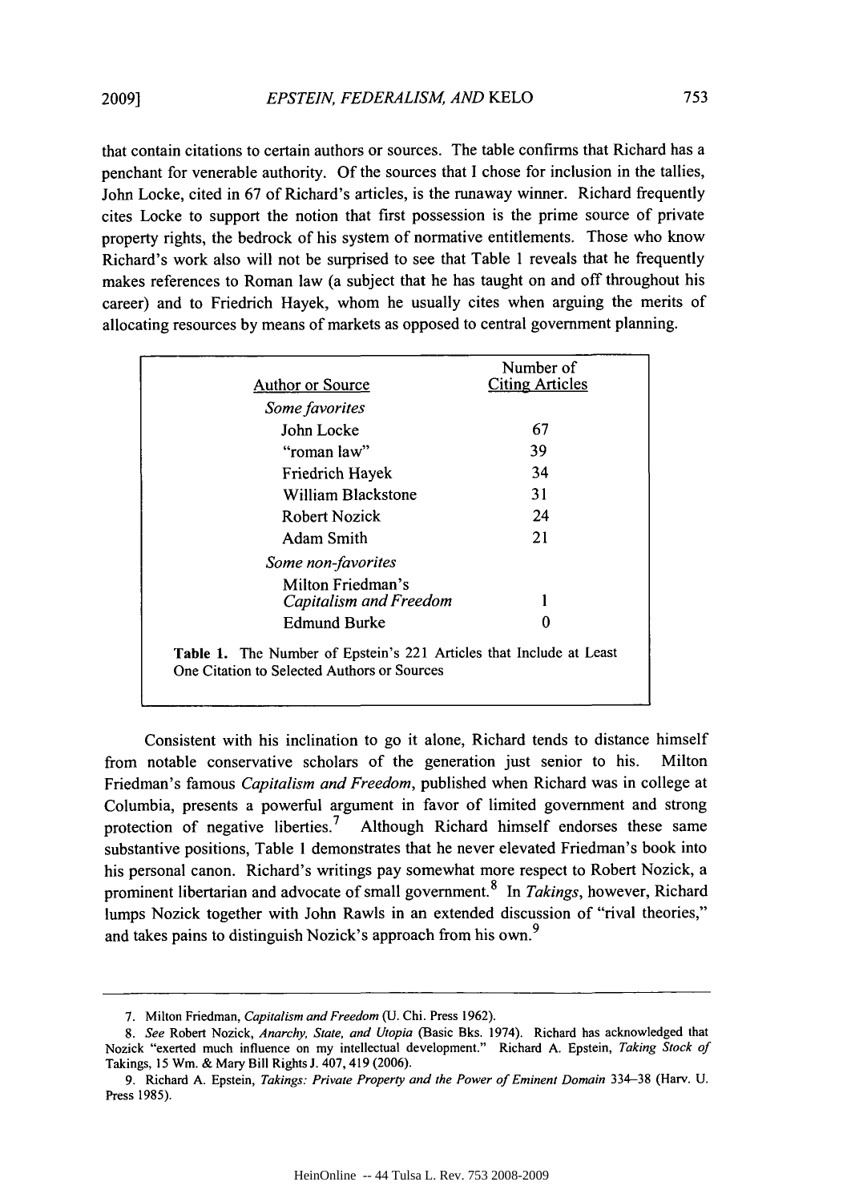that contain citations to certain authors or sources. The table confirms that Richard has a penchant for venerable authority. Of the sources that I chose for inclusion in the tallies, John Locke, cited in 67 of Richard's articles, is the runaway winner. Richard frequently cites Locke to support the notion that first possession is the prime source of private property rights, the bedrock of his system of normative entitlements. Those who know Richard's work also will not be surprised to see that Table 1 reveals that he frequently makes references to Roman law (a subject that he has taught on and off throughout his career) and to Friedrich Hayek, whom he usually cites when arguing the merits of allocating resources by means of markets as opposed to central government planning.

| Author or Source | Number of Citing Articles |
|---|---|
| *Some favorites* | |
| John Locke | 67 |
| "roman law" | 39 |
| Friedrich Hayek | 34 |
| William Blackstone | 31 |
| Robert Nozick | 24 |
| Adam Smith | 21 |
| *Some non-favorites* | |
| Milton Friedman's *Capitalism and Freedom* | 1 |
| Edmund Burke | 0 |

**Table 1.** The Number of Epstein's 221 Articles that Include at Least One Citation to Selected Authors or Sources

Consistent with his inclination to go it alone, Richard tends to distance himself from notable conservative scholars of the generation just senior to his. Milton Friedman's famous *Capitalism and Freedom*, published when Richard was in college at Columbia, presents a powerful argument in favor of limited government and strong protection of negative liberties.[7] Although Richard himself endorses these same substantive positions, Table 1 demonstrates that he never elevated Friedman's book into his personal canon. Richard's writings pay somewhat more respect to Robert Nozick, a prominent libertarian and advocate of small government.[8] In *Takings*, however, Richard lumps Nozick together with John Rawls in an extended discussion of "rival theories," and takes pains to distinguish Nozick's approach from his own.[9]

---

7. Milton Friedman, *Capitalism and Freedom* (U. Chi. Press 1962).

8. *See* Robert Nozick, *Anarchy, State, and Utopia* (Basic Bks. 1974). Richard has acknowledged that Nozick "exerted much influence on my intellectual development." Richard A. Epstein, *Taking Stock of* Takings, 15 Wm. & Mary Bill Rights J. 407, 419 (2006).

9. Richard A. Epstein, *Takings: Private Property and the Power of Eminent Domain* 334–38 (Harv. U. Press 1985).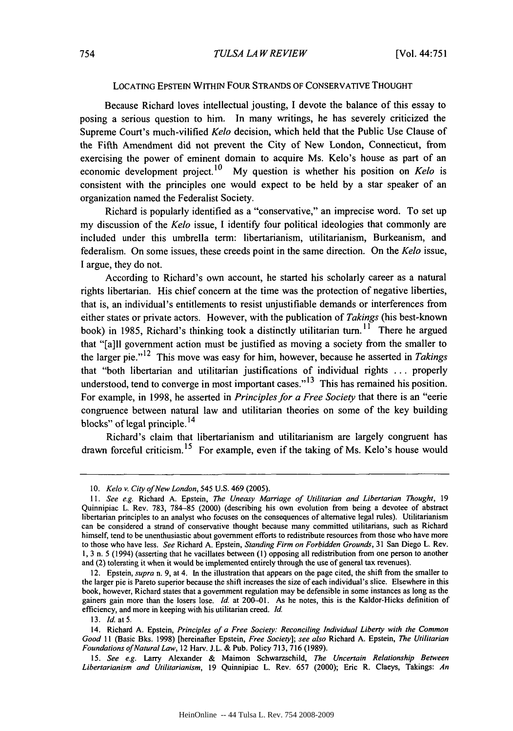## LOCATING EPSTEIN WITHIN FOUR STRANDS OF CONSERVATIVE THOUGHT

Because Richard loves intellectual jousting, I devote the balance of this essay to posing a serious question to him. In many writings, he has severely criticized the Supreme Court's much-vilified *Kelo* decision, which held that the Public Use Clause of the Fifth Amendment did not prevent the City of New London, Connecticut, from exercising the power of eminent domain to acquire Ms. Kelo's house as part of an economic development project.[10] My question is whether his position on *Kelo* is consistent with the principles one would expect to be held by a star speaker of an organization named the Federalist Society.

Richard is popularly identified as a "conservative," an imprecise word. To set up my discussion of the *Kelo* issue, I identify four political ideologies that commonly are included under this umbrella term: libertarianism, utilitarianism, Burkeanism, and federalism. On some issues, these creeds point in the same direction. On the *Kelo* issue, I argue, they do not.

According to Richard's own account, he started his scholarly career as a natural rights libertarian. His chief concern at the time was the protection of negative liberties, that is, an individual's entitlements to resist unjustifiable demands or interferences from either states or private actors. However, with the publication of *Takings* (his best-known book) in 1985, Richard's thinking took a distinctly utilitarian turn.[11] There he argued that "[a]ll government action must be justified as moving a society from the smaller to the larger pie."[12] This move was easy for him, however, because he asserted in *Takings* that "both libertarian and utilitarian justifications of individual rights ... properly understood, tend to converge in most important cases."[13] This has remained his position. For example, in 1998, he asserted in *Principles for a Free Society* that there is an "eerie congruence between natural law and utilitarian theories on some of the key building blocks" of legal principle.[14]

Richard's claim that libertarianism and utilitarianism are largely congruent has drawn forceful criticism.[15] For example, even if the taking of Ms. Kelo's house would

---

10. *Kelo v. City of New London*, 545 U.S. 469 (2005).

11. *See e.g.* Richard A. Epstein, *The Uneasy Marriage of Utilitarian and Libertarian Thought*, 19 Quinnipiac L. Rev. 783, 784–85 (2000) (describing his own evolution from being a devotee of abstract libertarian principles to an analyst who focuses on the consequences of alternative legal rules). Utilitarianism can be considered a strand of conservative thought because many committed utilitarians, such as Richard himself, tend to be unenthusiastic about government efforts to redistribute resources from those who have more to those who have less. *See* Richard A. Epstein, *Standing Firm on Forbidden Grounds*, 31 San Diego L. Rev. 1, 3 n. 5 (1994) (asserting that he vacillates between (1) opposing all redistribution from one person to another and (2) tolerating it when it would be implemented entirely through the use of general tax revenues).

12. Epstein, *supra* n. 9, at 4. In the illustration that appears on the page cited, the shift from the smaller to the larger pie is Pareto superior because the shift increases the size of each individual's slice. Elsewhere in this book, however, Richard states that a government regulation may be defensible in some instances as long as the gainers gain more than the losers lose. *Id.* at 200–01. As he notes, this is the Kaldor-Hicks definition of efficiency, and more in keeping with his utilitarian creed. *Id.*

13. *Id.* at 5.

14. Richard A. Epstein, *Principles of a Free Society: Reconciling Individual Liberty with the Common Good* 11 (Basic Bks. 1998) [hereinafter Epstein, *Free Society*]; *see also* Richard A. Epstein, *The Utilitarian Foundations of Natural Law*, 12 Harv. J.L. & Pub. Policy 713, 716 (1989).

15. *See e.g.* Larry Alexander & Maimon Schwarzschild, *The Uncertain Relationship Between Libertarianism and Utilitarianism*, 19 Quinnipiac L. Rev. 657 (2000); Eric R. Claeys, Takings: *An*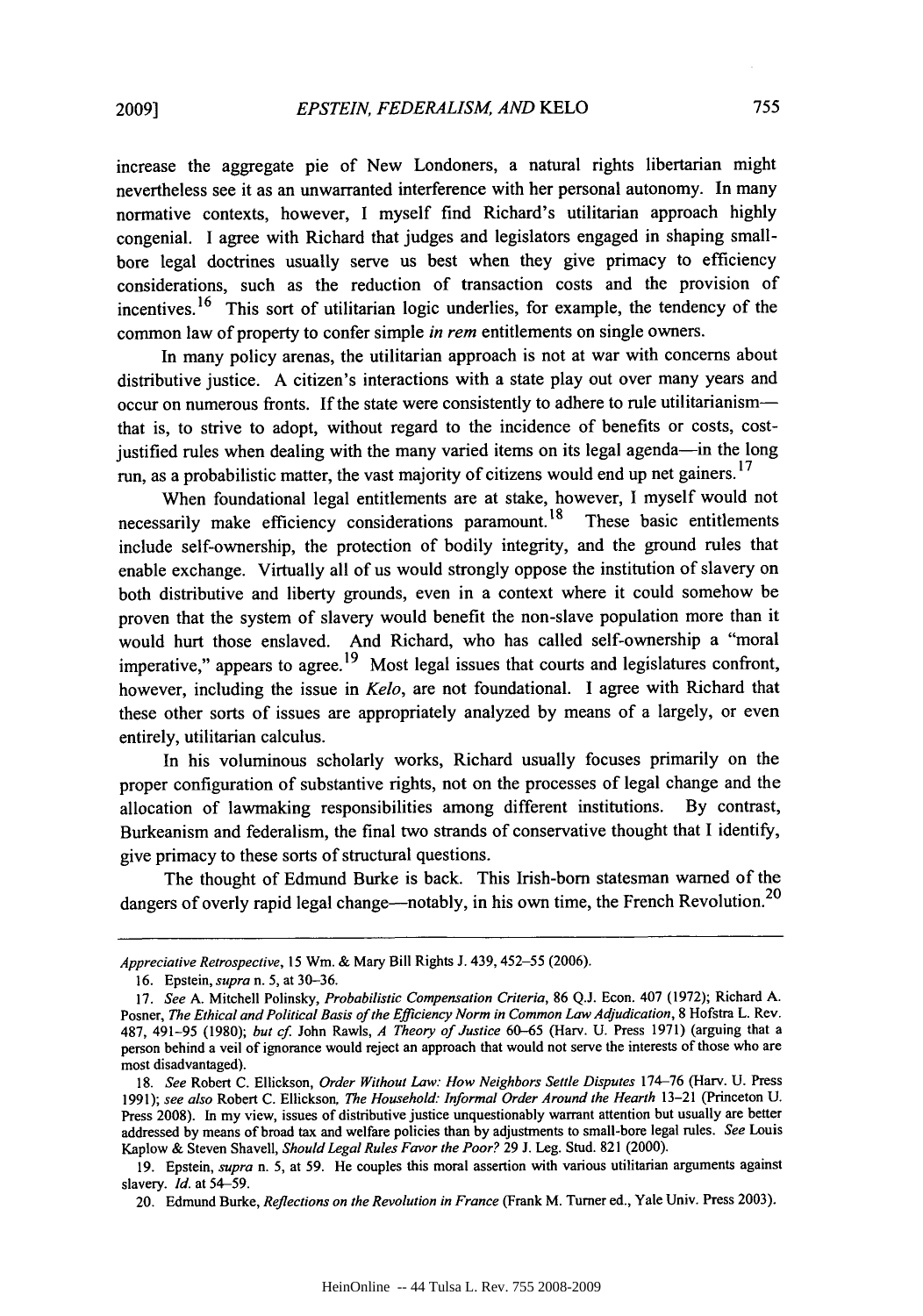increase the aggregate pie of New Londoners, a natural rights libertarian might nevertheless see it as an unwarranted interference with her personal autonomy. In many normative contexts, however, I myself find Richard's utilitarian approach highly congenial. I agree with Richard that judges and legislators engaged in shaping small-bore legal doctrines usually serve us best when they give primacy to efficiency considerations, such as the reduction of transaction costs and the provision of incentives.[16] This sort of utilitarian logic underlies, for example, the tendency of the common law of property to confer simple *in rem* entitlements on single owners.

In many policy arenas, the utilitarian approach is not at war with concerns about distributive justice. A citizen's interactions with a state play out over many years and occur on numerous fronts. If the state were consistently to adhere to rule utilitarianism—that is, to strive to adopt, without regard to the incidence of benefits or costs, cost-justified rules when dealing with the many varied items on its legal agenda—in the long run, as a probabilistic matter, the vast majority of citizens would end up net gainers.[17]

When foundational legal entitlements are at stake, however, I myself would not necessarily make efficiency considerations paramount.[18] These basic entitlements include self-ownership, the protection of bodily integrity, and the ground rules that enable exchange. Virtually all of us would strongly oppose the institution of slavery on both distributive and liberty grounds, even in a context where it could somehow be proven that the system of slavery would benefit the non-slave population more than it would hurt those enslaved. And Richard, who has called self-ownership a "moral imperative," appears to agree.[19] Most legal issues that courts and legislatures confront, however, including the issue in *Kelo*, are not foundational. I agree with Richard that these other sorts of issues are appropriately analyzed by means of a largely, or even entirely, utilitarian calculus.

In his voluminous scholarly works, Richard usually focuses primarily on the proper configuration of substantive rights, not on the processes of legal change and the allocation of lawmaking responsibilities among different institutions. By contrast, Burkeanism and federalism, the final two strands of conservative thought that I identify, give primacy to these sorts of structural questions.

The thought of Edmund Burke is back. This Irish-born statesman warned of the dangers of overly rapid legal change—notably, in his own time, the French Revolution.[20]

---

*Appreciative Retrospective*, 15 Wm. & Mary Bill Rights J. 439, 452–55 (2006).

16. Epstein, *supra* n. 5, at 30–36.

17. *See* A. Mitchell Polinsky, *Probabilistic Compensation Criteria*, 86 Q.J. Econ. 407 (1972); Richard A. Posner, *The Ethical and Political Basis of the Efficiency Norm in Common Law Adjudication*, 8 Hofstra L. Rev. 487, 491–95 (1980); *but cf.* John Rawls, *A Theory of Justice* 60–65 (Harv. U. Press 1971) (arguing that a person behind a veil of ignorance would reject an approach that would not serve the interests of those who are most disadvantaged).

18. *See* Robert C. Ellickson, *Order Without Law: How Neighbors Settle Disputes* 174–76 (Harv. U. Press 1991); *see also* Robert C. Ellickson, *The Household: Informal Order Around the Hearth* 13–21 (Princeton U. Press 2008). In my view, issues of distributive justice unquestionably warrant attention but usually are better addressed by means of broad tax and welfare policies than by adjustments to small-bore legal rules. *See* Louis Kaplow & Steven Shavell, *Should Legal Rules Favor the Poor?* 29 J. Leg. Stud. 821 (2000).

19. Epstein, *supra* n. 5, at 59. He couples this moral assertion with various utilitarian arguments against slavery. *Id.* at 54–59.

20. Edmund Burke, *Reflections on the Revolution in France* (Frank M. Turner ed., Yale Univ. Press 2003).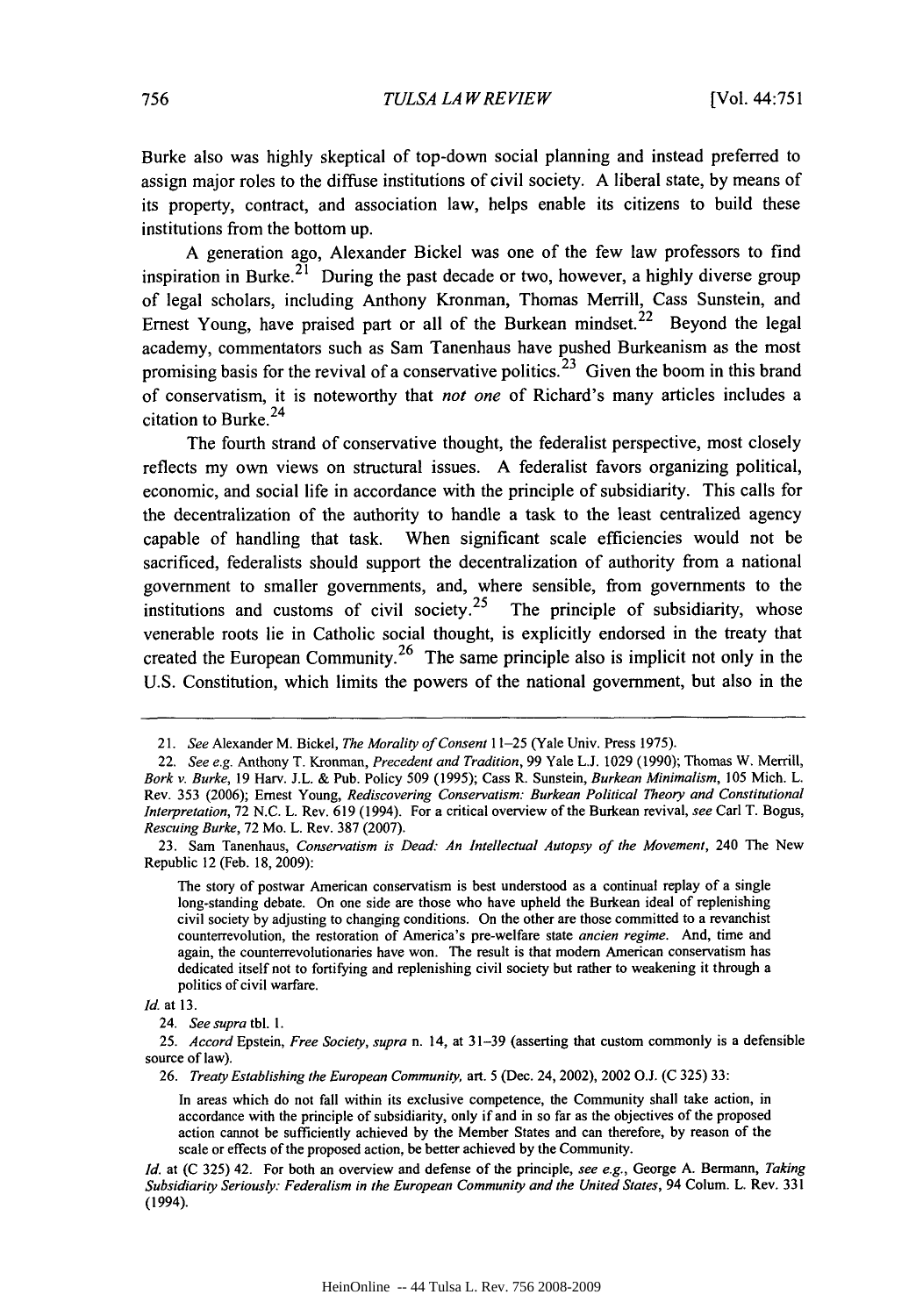Burke also was highly skeptical of top-down social planning and instead preferred to assign major roles to the diffuse institutions of civil society. A liberal state, by means of its property, contract, and association law, helps enable its citizens to build these institutions from the bottom up.

A generation ago, Alexander Bickel was one of the few law professors to find inspiration in Burke.[21] During the past decade or two, however, a highly diverse group of legal scholars, including Anthony Kronman, Thomas Merrill, Cass Sunstein, and Ernest Young, have praised part or all of the Burkean mindset.[22] Beyond the legal academy, commentators such as Sam Tanenhaus have pushed Burkeanism as the most promising basis for the revival of a conservative politics.[23] Given the boom in this brand of conservatism, it is noteworthy that *not one* of Richard's many articles includes a citation to Burke.[24]

The fourth strand of conservative thought, the federalist perspective, most closely reflects my own views on structural issues. A federalist favors organizing political, economic, and social life in accordance with the principle of subsidiarity. This calls for the decentralization of the authority to handle a task to the least centralized agency capable of handling that task. When significant scale efficiencies would not be sacrificed, federalists should support the decentralization of authority from a national government to smaller governments, and, where sensible, from governments to the institutions and customs of civil society.[25] The principle of subsidiarity, whose venerable roots lie in Catholic social thought, is explicitly endorsed in the treaty that created the European Community.[26] The same principle also is implicit not only in the U.S. Constitution, which limits the powers of the national government, but also in the

---

21. *See* Alexander M. Bickel, *The Morality of Consent* 11–25 (Yale Univ. Press 1975).

22. *See e.g.* Anthony T. Kronman, *Precedent and Tradition*, 99 Yale L.J. 1029 (1990); Thomas W. Merrill, *Bork v. Burke*, 19 Harv. J.L. & Pub. Policy 509 (1995); Cass R. Sunstein, *Burkean Minimalism*, 105 Mich. L. Rev. 353 (2006); Ernest Young, *Rediscovering Conservatism: Burkean Political Theory and Constitutional Interpretation*, 72 N.C. L. Rev. 619 (1994). For a critical overview of the Burkean revival, *see* Carl T. Bogus, *Rescuing Burke*, 72 Mo. L. Rev. 387 (2007).

23. Sam Tanenhaus, *Conservatism is Dead: An Intellectual Autopsy of the Movement*, 240 The New Republic 12 (Feb. 18, 2009):

> The story of postwar American conservatism is best understood as a continual replay of a single long-standing debate. On one side are those who have upheld the Burkean ideal of replenishing civil society by adjusting to changing conditions. On the other are those committed to a revanchist counterrevolution, the restoration of America's pre-welfare state *ancien regime*. And, time and again, the counterrevolutionaries have won. The result is that modern American conservatism has dedicated itself not to fortifying and replenishing civil society but rather to weakening it through a politics of civil warfare.

*Id.* at 13.

24. *See supra* tbl. 1.

25. *Accord* Epstein, *Free Society*, *supra* n. 14, at 31–39 (asserting that custom commonly is a defensible source of law).

26. *Treaty Establishing the European Community*, art. 5 (Dec. 24, 2002), 2002 O.J. (C 325) 33:

> In areas which do not fall within its exclusive competence, the Community shall take action, in accordance with the principle of subsidiarity, only if and in so far as the objectives of the proposed action cannot be sufficiently achieved by the Member States and can therefore, by reason of the scale or effects of the proposed action, be better achieved by the Community.

*Id.* at (C 325) 42. For both an overview and defense of the principle, *see e.g.*, George A. Bermann, *Taking Subsidiarity Seriously: Federalism in the European Community and the United States*, 94 Colum. L. Rev. 331 (1994).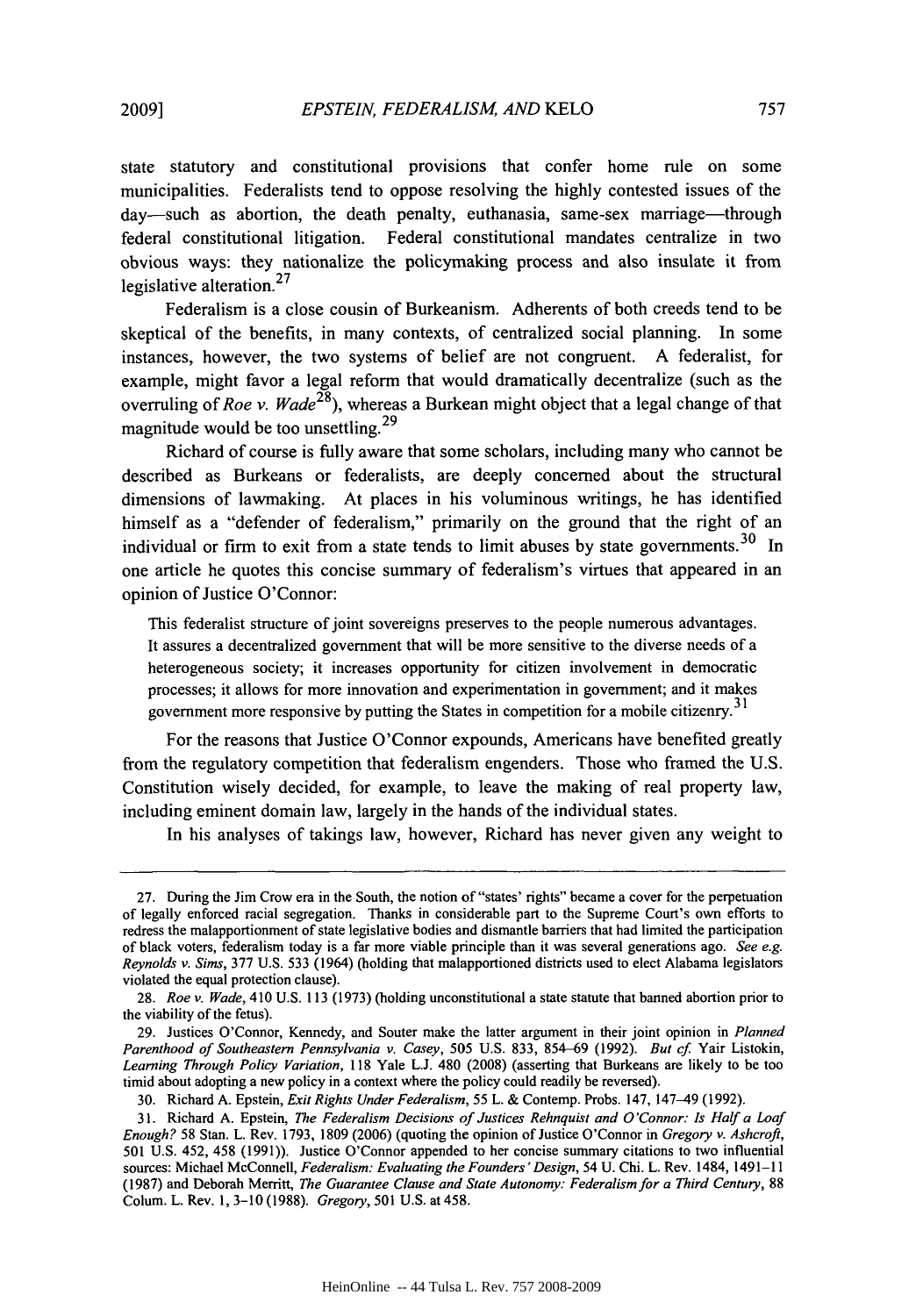state statutory and constitutional provisions that confer home rule on some municipalities. Federalists tend to oppose resolving the highly contested issues of the day—such as abortion, the death penalty, euthanasia, same-sex marriage—through federal constitutional litigation. Federal constitutional mandates centralize in two obvious ways: they nationalize the policymaking process and also insulate it from legislative alteration.[27]

Federalism is a close cousin of Burkeanism. Adherents of both creeds tend to be skeptical of the benefits, in many contexts, of centralized social planning. In some instances, however, the two systems of belief are not congruent. A federalist, for example, might favor a legal reform that would dramatically decentralize (such as the overruling of *Roe v. Wade*[28]), whereas a Burkean might object that a legal change of that magnitude would be too unsettling.[29]

Richard of course is fully aware that some scholars, including many who cannot be described as Burkeans or federalists, are deeply concerned about the structural dimensions of lawmaking. At places in his voluminous writings, he has identified himself as a "defender of federalism," primarily on the ground that the right of an individual or firm to exit from a state tends to limit abuses by state governments.[30] In one article he quotes this concise summary of federalism's virtues that appeared in an opinion of Justice O'Connor:

> This federalist structure of joint sovereigns preserves to the people numerous advantages. It assures a decentralized government that will be more sensitive to the diverse needs of a heterogeneous society; it increases opportunity for citizen involvement in democratic processes; it allows for more innovation and experimentation in government; and it makes government more responsive by putting the States in competition for a mobile citizenry.[31]

For the reasons that Justice O'Connor expounds, Americans have benefited greatly from the regulatory competition that federalism engenders. Those who framed the U.S. Constitution wisely decided, for example, to leave the making of real property law, including eminent domain law, largely in the hands of the individual states.

In his analyses of takings law, however, Richard has never given any weight to

---

27. During the Jim Crow era in the South, the notion of "states' rights" became a cover for the perpetuation of legally enforced racial segregation. Thanks in considerable part to the Supreme Court's own efforts to redress the malapportionment of state legislative bodies and dismantle barriers that had limited the participation of black voters, federalism today is a far more viable principle than it was several generations ago. *See e.g. Reynolds v. Sims*, 377 U.S. 533 (1964) (holding that malapportioned districts used to elect Alabama legislators violated the equal protection clause).

28. *Roe v. Wade*, 410 U.S. 113 (1973) (holding unconstitutional a state statute that banned abortion prior to the viability of the fetus).

29. Justices O'Connor, Kennedy, and Souter make the latter argument in their joint opinion in *Planned Parenthood of Southeastern Pennsylvania v. Casey*, 505 U.S. 833, 854–69 (1992). *But cf.* Yair Listokin, *Learning Through Policy Variation*, 118 Yale L.J. 480 (2008) (asserting that Burkeans are likely to be too timid about adopting a new policy in a context where the policy could readily be reversed).

30. Richard A. Epstein, *Exit Rights Under Federalism*, 55 L. & Contemp. Probs. 147, 147–49 (1992).

31. Richard A. Epstein, *The Federalism Decisions of Justices Rehnquist and O'Connor: Is Half a Loaf Enough?* 58 Stan. L. Rev. 1793, 1809 (2006) (quoting the opinion of Justice O'Connor in *Gregory v. Ashcroft*, 501 U.S. 452, 458 (1991)). Justice O'Connor appended to her concise summary citations to two influential sources: Michael McConnell, *Federalism: Evaluating the Founders' Design*, 54 U. Chi. L. Rev. 1484, 1491–11 (1987) and Deborah Merritt, *The Guarantee Clause and State Autonomy: Federalism for a Third Century*, 88 Colum. L. Rev. 1, 3–10 (1988). *Gregory*, 501 U.S. at 458.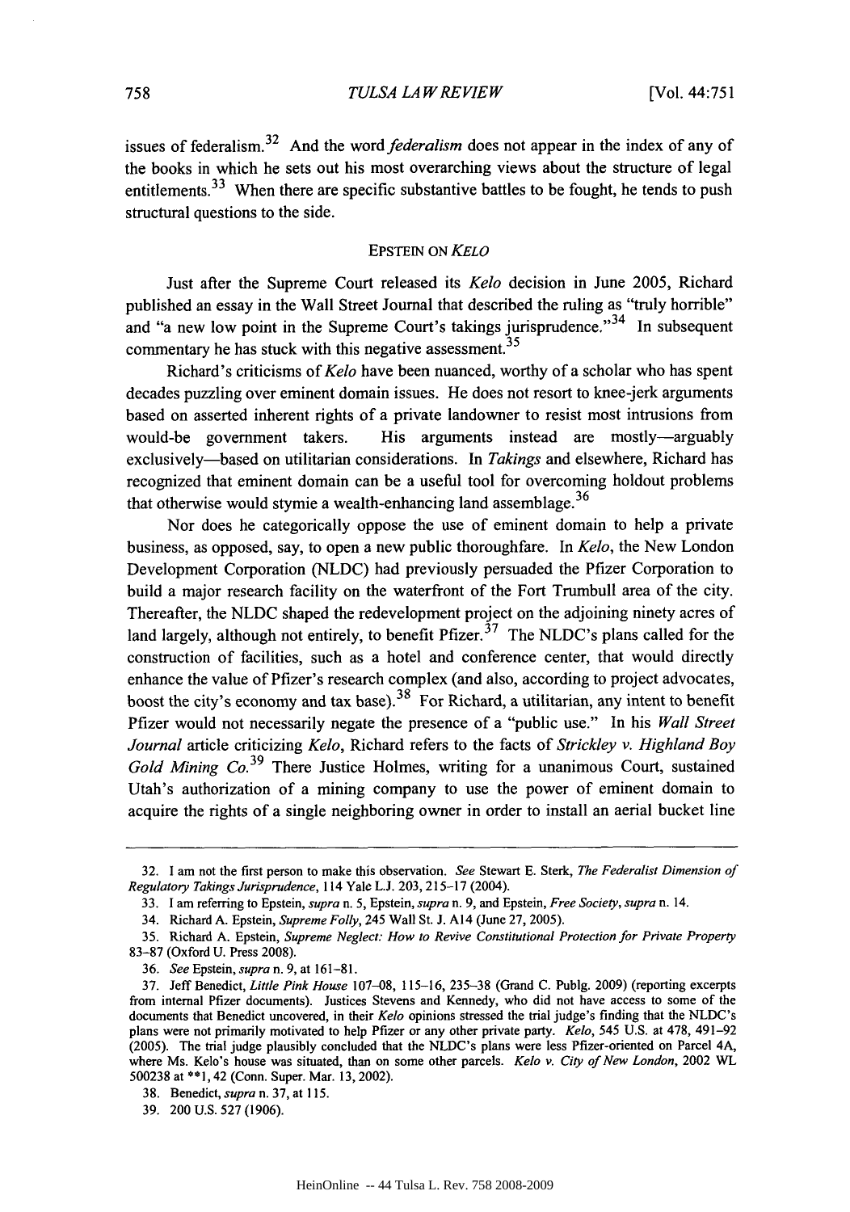issues of federalism.[32] And the word *federalism* does not appear in the index of any of the books in which he sets out his most overarching views about the structure of legal entitlements.[33] When there are specific substantive battles to be fought, he tends to push structural questions to the side.

## EPSTEIN ON *KELO*

Just after the Supreme Court released its *Kelo* decision in June 2005, Richard published an essay in the Wall Street Journal that described the ruling as "truly horrible" and "a new low point in the Supreme Court's takings jurisprudence."[34] In subsequent commentary he has stuck with this negative assessment.[35]

Richard's criticisms of *Kelo* have been nuanced, worthy of a scholar who has spent decades puzzling over eminent domain issues. He does not resort to knee-jerk arguments based on asserted inherent rights of a private landowner to resist most intrusions from would-be government takers. His arguments instead are mostly—arguably exclusively—based on utilitarian considerations. In *Takings* and elsewhere, Richard has recognized that eminent domain can be a useful tool for overcoming holdout problems that otherwise would stymie a wealth-enhancing land assemblage.[36]

Nor does he categorically oppose the use of eminent domain to help a private business, as opposed, say, to open a new public thoroughfare. In *Kelo*, the New London Development Corporation (NLDC) had previously persuaded the Pfizer Corporation to build a major research facility on the waterfront of the Fort Trumbull area of the city. Thereafter, the NLDC shaped the redevelopment project on the adjoining ninety acres of land largely, although not entirely, to benefit Pfizer.[37] The NLDC's plans called for the construction of facilities, such as a hotel and conference center, that would directly enhance the value of Pfizer's research complex (and also, according to project advocates, boost the city's economy and tax base).[38] For Richard, a utilitarian, any intent to benefit Pfizer would not necessarily negate the presence of a "public use." In his *Wall Street Journal* article criticizing *Kelo*, Richard refers to the facts of *Strickley v. Highland Boy Gold Mining Co.*[39] There Justice Holmes, writing for a unanimous Court, sustained Utah's authorization of a mining company to use the power of eminent domain to acquire the rights of a single neighboring owner in order to install an aerial bucket line

---

32. I am not the first person to make this observation. *See* Stewart E. Sterk, *The Federalist Dimension of Regulatory Takings Jurisprudence*, 114 Yale L.J. 203, 215–17 (2004).

33. I am referring to Epstein, *supra* n. 5, Epstein, *supra* n. 9, and Epstein, *Free Society*, *supra* n. 14.

34. Richard A. Epstein, *Supreme Folly*, 245 Wall St. J. A14 (June 27, 2005).

35. Richard A. Epstein, *Supreme Neglect: How to Revive Constitutional Protection for Private Property* 83–87 (Oxford U. Press 2008).

36. *See* Epstein, *supra* n. 9, at 161–81.

37. Jeff Benedict, *Little Pink House* 107–08, 115–16, 235–38 (Grand C. Publg. 2009) (reporting excerpts from internal Pfizer documents). Justices Stevens and Kennedy, who did not have access to some of the documents that Benedict uncovered, in their *Kelo* opinions stressed the trial judge's finding that the NLDC's plans were not primarily motivated to help Pfizer or any other private party. *Kelo*, 545 U.S. at 478, 491–92 (2005). The trial judge plausibly concluded that the NLDC's plans were less Pfizer-oriented on Parcel 4A, where Ms. Kelo's house was situated, than on some other parcels. *Kelo v. City of New London*, 2002 WL 500238 at **1, 42 (Conn. Super. Mar. 13, 2002).

38. Benedict, *supra* n. 37, at 115.

39. 200 U.S. 527 (1906).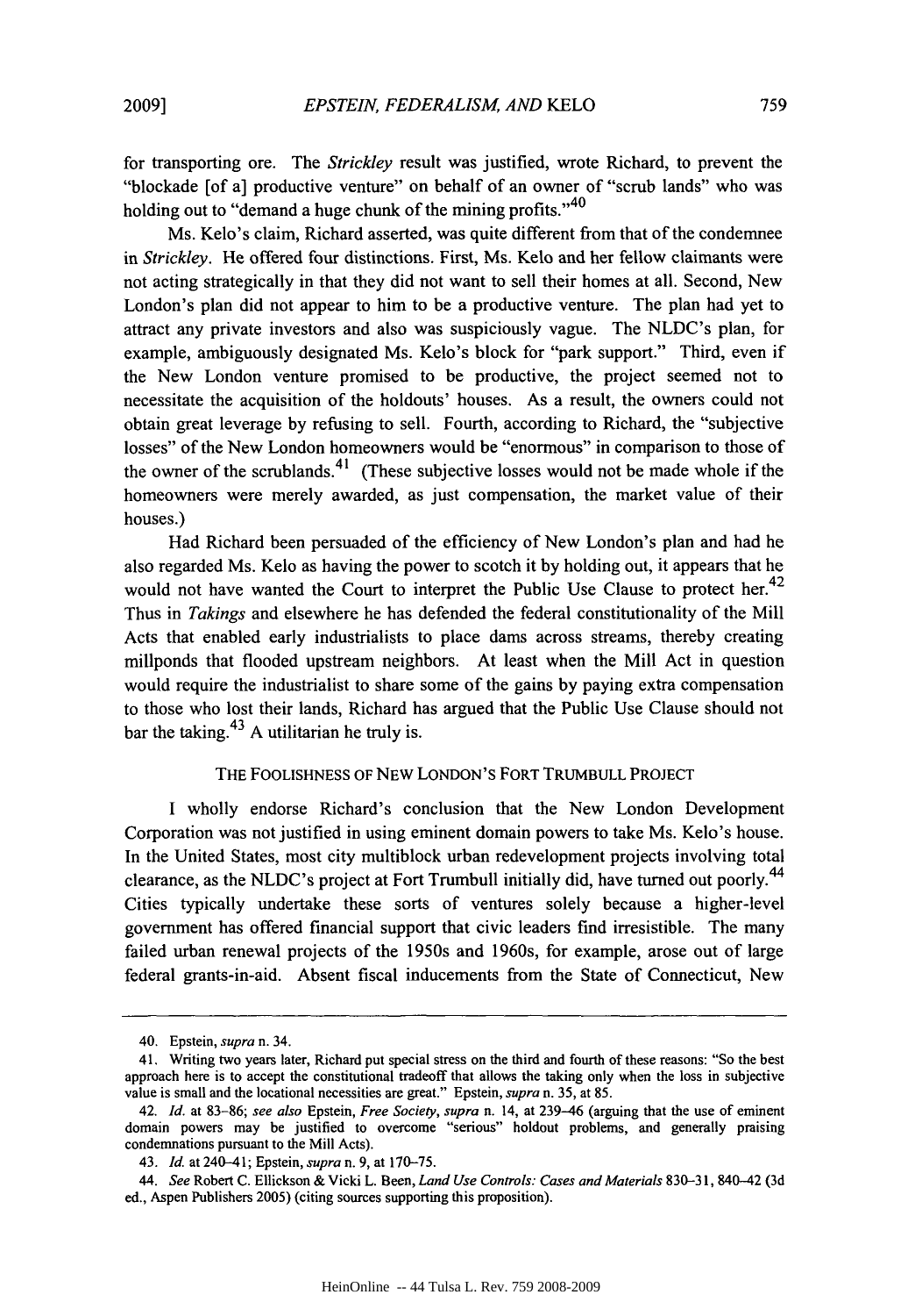for transporting ore. The *Strickley* result was justified, wrote Richard, to prevent the "blockade [of a] productive venture" on behalf of an owner of "scrub lands" who was holding out to "demand a huge chunk of the mining profits."[40]

Ms. Kelo's claim, Richard asserted, was quite different from that of the condemnee in *Strickley*. He offered four distinctions. First, Ms. Kelo and her fellow claimants were not acting strategically in that they did not want to sell their homes at all. Second, New London's plan did not appear to him to be a productive venture. The plan had yet to attract any private investors and also was suspiciously vague. The NLDC's plan, for example, ambiguously designated Ms. Kelo's block for "park support." Third, even if the New London venture promised to be productive, the project seemed not to necessitate the acquisition of the holdouts' houses. As a result, the owners could not obtain great leverage by refusing to sell. Fourth, according to Richard, the "subjective losses" of the New London homeowners would be "enormous" in comparison to those of the owner of the scrublands.[41] (These subjective losses would not be made whole if the homeowners were merely awarded, as just compensation, the market value of their houses.)

Had Richard been persuaded of the efficiency of New London's plan and had he also regarded Ms. Kelo as having the power to scotch it by holding out, it appears that he would not have wanted the Court to interpret the Public Use Clause to protect her.[42] Thus in *Takings* and elsewhere he has defended the federal constitutionality of the Mill Acts that enabled early industrialists to place dams across streams, thereby creating millponds that flooded upstream neighbors. At least when the Mill Act in question would require the industrialist to share some of the gains by paying extra compensation to those who lost their lands, Richard has argued that the Public Use Clause should not bar the taking.[43] A utilitarian he truly is.

## THE FOOLISHNESS OF NEW LONDON'S FORT TRUMBULL PROJECT

I wholly endorse Richard's conclusion that the New London Development Corporation was not justified in using eminent domain powers to take Ms. Kelo's house. In the United States, most city multiblock urban redevelopment projects involving total clearance, as the NLDC's project at Fort Trumbull initially did, have turned out poorly.[44] Cities typically undertake these sorts of ventures solely because a higher-level government has offered financial support that civic leaders find irresistible. The many failed urban renewal projects of the 1950s and 1960s, for example, arose out of large federal grants-in-aid. Absent fiscal inducements from the State of Connecticut, New

---

40. Epstein, *supra* n. 34.

41. Writing two years later, Richard put special stress on the third and fourth of these reasons: "So the best approach here is to accept the constitutional tradeoff that allows the taking only when the loss in subjective value is small and the locational necessities are great." Epstein, *supra* n. 35, at 85.

42. *Id.* at 83–86; *see also* Epstein, *Free Society*, *supra* n. 14, at 239–46 (arguing that the use of eminent domain powers may be justified to overcome "serious" holdout problems, and generally praising condemnations pursuant to the Mill Acts).

43. *Id.* at 240–41; Epstein, *supra* n. 9, at 170–75.

44. *See* Robert C. Ellickson & Vicki L. Been, *Land Use Controls: Cases and Materials* 830–31, 840–42 (3d ed., Aspen Publishers 2005) (citing sources supporting this proposition).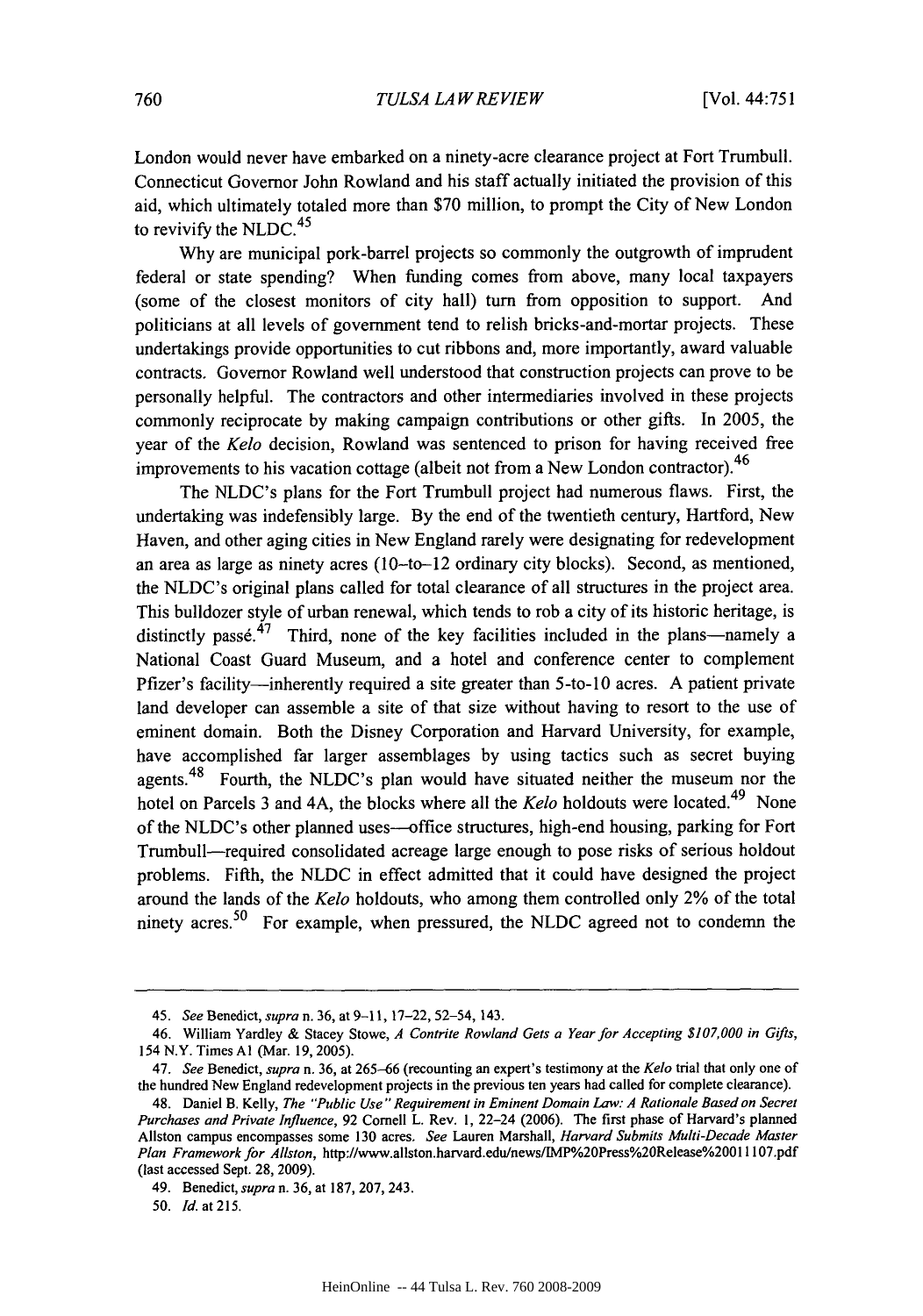London would never have embarked on a ninety-acre clearance project at Fort Trumbull. Connecticut Governor John Rowland and his staff actually initiated the provision of this aid, which ultimately totaled more than $70 million, to prompt the City of New London to revivify the NLDC.[45]

Why are municipal pork-barrel projects so commonly the outgrowth of imprudent federal or state spending? When funding comes from above, many local taxpayers (some of the closest monitors of city hall) turn from opposition to support. And politicians at all levels of government tend to relish bricks-and-mortar projects. These undertakings provide opportunities to cut ribbons and, more importantly, award valuable contracts. Governor Rowland well understood that construction projects can prove to be personally helpful. The contractors and other intermediaries involved in these projects commonly reciprocate by making campaign contributions or other gifts. In 2005, the year of the *Kelo* decision, Rowland was sentenced to prison for having received free improvements to his vacation cottage (albeit not from a New London contractor).[46]

The NLDC's plans for the Fort Trumbull project had numerous flaws. First, the undertaking was indefensibly large. By the end of the twentieth century, Hartford, New Haven, and other aging cities in New England rarely were designating for redevelopment an area as large as ninety acres (10–to–12 ordinary city blocks). Second, as mentioned, the NLDC's original plans called for total clearance of all structures in the project area. This bulldozer style of urban renewal, which tends to rob a city of its historic heritage, is distinctly passé.[47] Third, none of the key facilities included in the plans—namely a National Coast Guard Museum, and a hotel and conference center to complement Pfizer's facility—inherently required a site greater than 5-to-10 acres. A patient private land developer can assemble a site of that size without having to resort to the use of eminent domain. Both the Disney Corporation and Harvard University, for example, have accomplished far larger assemblages by using tactics such as secret buying agents.[48] Fourth, the NLDC's plan would have situated neither the museum nor the hotel on Parcels 3 and 4A, the blocks where all the *Kelo* holdouts were located.[49] None of the NLDC's other planned uses—office structures, high-end housing, parking for Fort Trumbull—required consolidated acreage large enough to pose risks of serious holdout problems. Fifth, the NLDC in effect admitted that it could have designed the project around the lands of the *Kelo* holdouts, who among them controlled only 2% of the total ninety acres.[50] For example, when pressured, the NLDC agreed not to condemn the

---

45. *See* Benedict, *supra* n. 36, at 9–11, 17–22, 52–54, 143.

46. William Yardley & Stacey Stowe, *A Contrite Rowland Gets a Year for Accepting $107,000 in Gifts*, 154 N.Y. Times A1 (Mar. 19, 2005).

47. *See* Benedict, *supra* n. 36, at 265–66 (recounting an expert's testimony at the *Kelo* trial that only one of the hundred New England redevelopment projects in the previous ten years had called for complete clearance).

48. Daniel B. Kelly, *The "Public Use" Requirement in Eminent Domain Law: A Rationale Based on Secret Purchases and Private Influence*, 92 Cornell L. Rev. 1, 22–24 (2006). The first phase of Harvard's planned Allston campus encompasses some 130 acres. *See* Lauren Marshall, *Harvard Submits Multi-Decade Master Plan Framework for Allston*, http://www.allston.harvard.edu/news/IMP%20Press%20Release%20011107.pdf (last accessed Sept. 28, 2009).

49. Benedict, *supra* n. 36, at 187, 207, 243.

50. *Id.* at 215.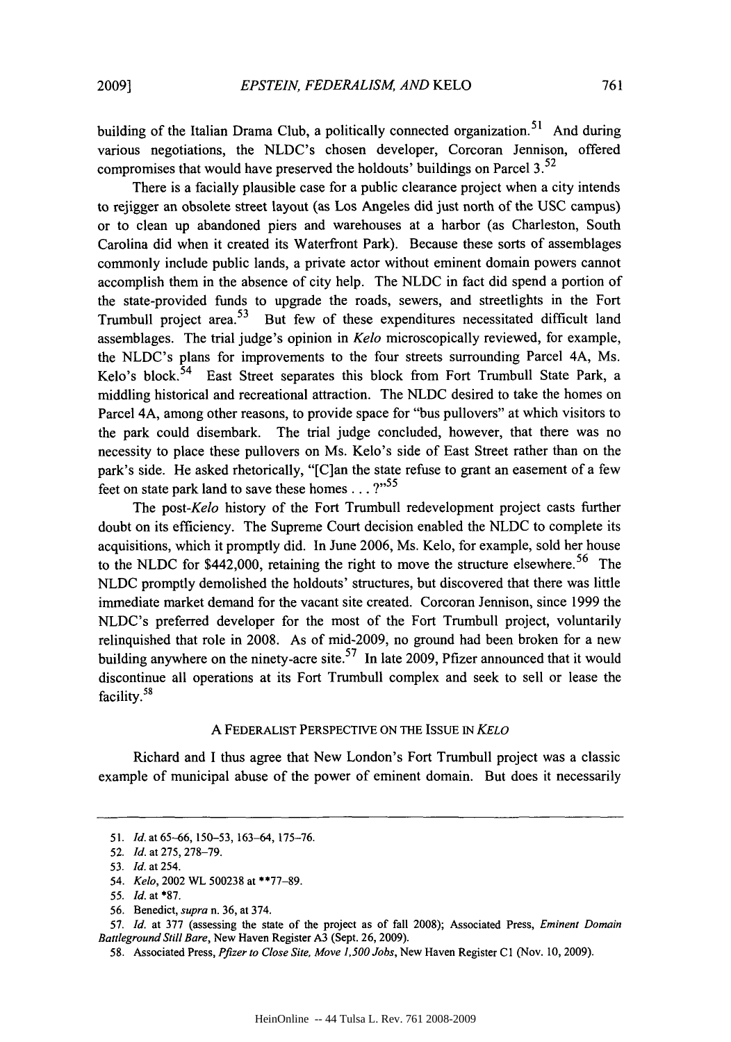building of the Italian Drama Club, a politically connected organization.[51] And during various negotiations, the NLDC's chosen developer, Corcoran Jennison, offered compromises that would have preserved the holdouts' buildings on Parcel 3.[52]

There is a facially plausible case for a public clearance project when a city intends to rejigger an obsolete street layout (as Los Angeles did just north of the USC campus) or to clean up abandoned piers and warehouses at a harbor (as Charleston, South Carolina did when it created its Waterfront Park). Because these sorts of assemblages commonly include public lands, a private actor without eminent domain powers cannot accomplish them in the absence of city help. The NLDC in fact did spend a portion of the state-provided funds to upgrade the roads, sewers, and streetlights in the Fort Trumbull project area.[53] But few of these expenditures necessitated difficult land assemblages. The trial judge's opinion in *Kelo* microscopically reviewed, for example, the NLDC's plans for improvements to the four streets surrounding Parcel 4A, Ms. Kelo's block.[54] East Street separates this block from Fort Trumbull State Park, a middling historical and recreational attraction. The NLDC desired to take the homes on Parcel 4A, among other reasons, to provide space for "bus pullovers" at which visitors to the park could disembark. The trial judge concluded, however, that there was no necessity to place these pullovers on Ms. Kelo's side of East Street rather than on the park's side. He asked rhetorically, "[C]an the state refuse to grant an easement of a few feet on state park land to save these homes . . . ?"[55]

The post-*Kelo* history of the Fort Trumbull redevelopment project casts further doubt on its efficiency. The Supreme Court decision enabled the NLDC to complete its acquisitions, which it promptly did. In June 2006, Ms. Kelo, for example, sold her house to the NLDC for $442,000, retaining the right to move the structure elsewhere.[56] The NLDC promptly demolished the holdouts' structures, but discovered that there was little immediate market demand for the vacant site created. Corcoran Jennison, since 1999 the NLDC's preferred developer for the most of the Fort Trumbull project, voluntarily relinquished that role in 2008. As of mid-2009, no ground had been broken for a new building anywhere on the ninety-acre site.[57] In late 2009, Pfizer announced that it would discontinue all operations at its Fort Trumbull complex and seek to sell or lease the facility.[58]

## A FEDERALIST PERSPECTIVE ON THE ISSUE IN *KELO*

Richard and I thus agree that New London's Fort Trumbull project was a classic example of municipal abuse of the power of eminent domain. But does it necessarily

---

51. *Id.* at 65–66, 150–53, 163–64, 175–76.

52. *Id.* at 275, 278–79.

53. *Id.* at 254.

54. *Kelo*, 2002 WL 500238 at **77–89.

55. *Id.* at *87.

56. Benedict, *supra* n. 36, at 374.

57. *Id.* at 377 (assessing the state of the project as of fall 2008); Associated Press, *Eminent Domain Battleground Still Bare*, New Haven Register A3 (Sept. 26, 2009).

58. Associated Press, *Pfizer to Close Site, Move 1,500 Jobs*, New Haven Register C1 (Nov. 10, 2009).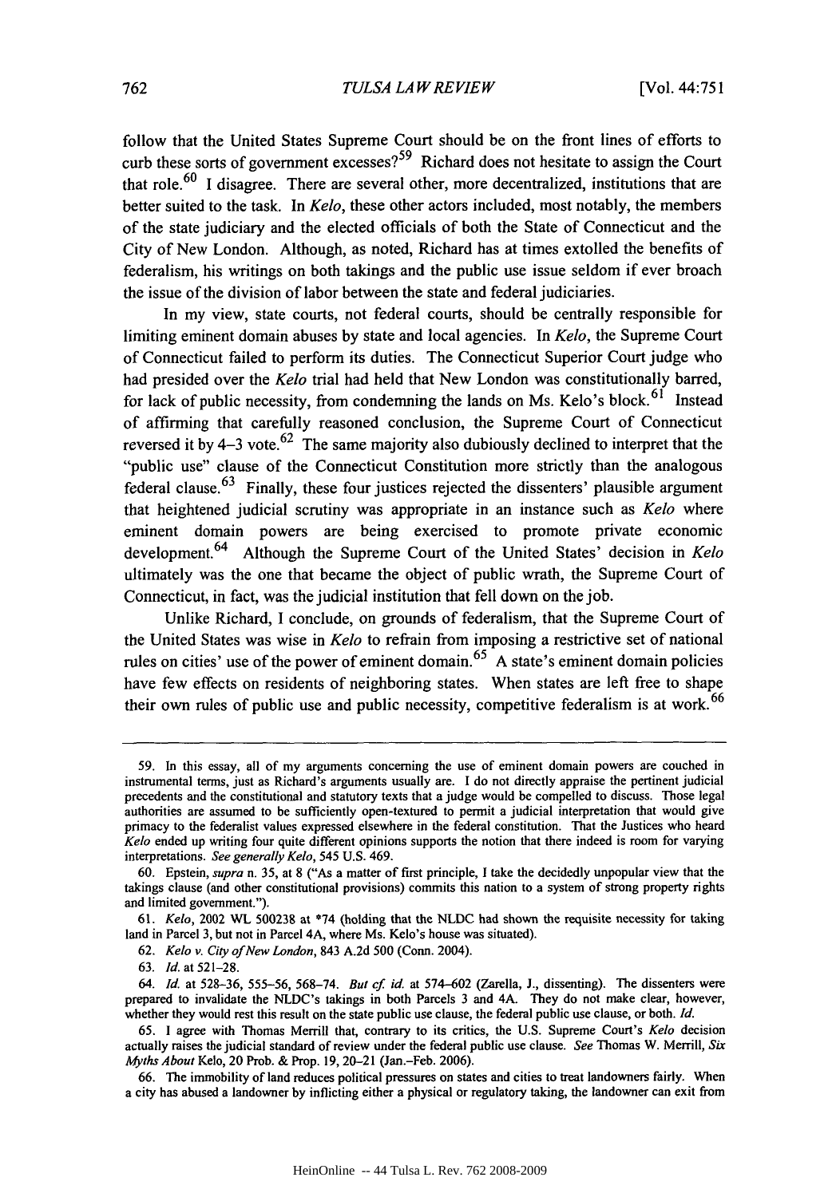follow that the United States Supreme Court should be on the front lines of efforts to curb these sorts of government excesses?[59] Richard does not hesitate to assign the Court that role.[60] I disagree. There are several other, more decentralized, institutions that are better suited to the task. In *Kelo*, these other actors included, most notably, the members of the state judiciary and the elected officials of both the State of Connecticut and the City of New London. Although, as noted, Richard has at times extolled the benefits of federalism, his writings on both takings and the public use issue seldom if ever broach the issue of the division of labor between the state and federal judiciaries.

In my view, state courts, not federal courts, should be centrally responsible for limiting eminent domain abuses by state and local agencies. In *Kelo*, the Supreme Court of Connecticut failed to perform its duties. The Connecticut Superior Court judge who had presided over the *Kelo* trial had held that New London was constitutionally barred, for lack of public necessity, from condemning the lands on Ms. Kelo's block.[61] Instead of affirming that carefully reasoned conclusion, the Supreme Court of Connecticut reversed it by 4–3 vote.[62] The same majority also dubiously declined to interpret that the "public use" clause of the Connecticut Constitution more strictly than the analogous federal clause.[63] Finally, these four justices rejected the dissenters' plausible argument that heightened judicial scrutiny was appropriate in an instance such as *Kelo* where eminent domain powers are being exercised to promote private economic development.[64] Although the Supreme Court of the United States' decision in *Kelo* ultimately was the one that became the object of public wrath, the Supreme Court of Connecticut, in fact, was the judicial institution that fell down on the job.

Unlike Richard, I conclude, on grounds of federalism, that the Supreme Court of the United States was wise in *Kelo* to refrain from imposing a restrictive set of national rules on cities' use of the power of eminent domain.[65] A state's eminent domain policies have few effects on residents of neighboring states. When states are left free to shape their own rules of public use and public necessity, competitive federalism is at work.[66]

---

59. In this essay, all of my arguments concerning the use of eminent domain powers are couched in instrumental terms, just as Richard's arguments usually are. I do not directly appraise the pertinent judicial precedents and the constitutional and statutory texts that a judge would be compelled to discuss. Those legal authorities are assumed to be sufficiently open-textured to permit a judicial interpretation that would give primacy to the federalist values expressed elsewhere in the federal constitution. That the Justices who heard *Kelo* ended up writing four quite different opinions supports the notion that there indeed is room for varying interpretations. *See generally Kelo*, 545 U.S. 469.

60. Epstein, *supra* n. 35, at 8 ("As a matter of first principle, I take the decidedly unpopular view that the takings clause (and other constitutional provisions) commits this nation to a system of strong property rights and limited government.").

61. *Kelo*, 2002 WL 500238 at *74 (holding that the NLDC had shown the requisite necessity for taking land in Parcel 3, but not in Parcel 4A, where Ms. Kelo's house was situated).

62. *Kelo v. City of New London*, 843 A.2d 500 (Conn. 2004).

63. *Id.* at 521–28.

64. *Id.* at 528–36, 555–56, 568–74. *But cf. id.* at 574–602 (Zarella, J., dissenting). The dissenters were prepared to invalidate the NLDC's takings in both Parcels 3 and 4A. They do not make clear, however, whether they would rest this result on the state public use clause, the federal public use clause, or both. *Id.*

65. I agree with Thomas Merrill that, contrary to its critics, the U.S. Supreme Court's *Kelo* decision actually raises the judicial standard of review under the federal public use clause. *See* Thomas W. Merrill, *Six Myths About* Kelo, 20 Prob. & Prop. 19, 20–21 (Jan.–Feb. 2006).

66. The immobility of land reduces political pressures on states and cities to treat landowners fairly. When a city has abused a landowner by inflicting either a physical or regulatory taking, the landowner can exit from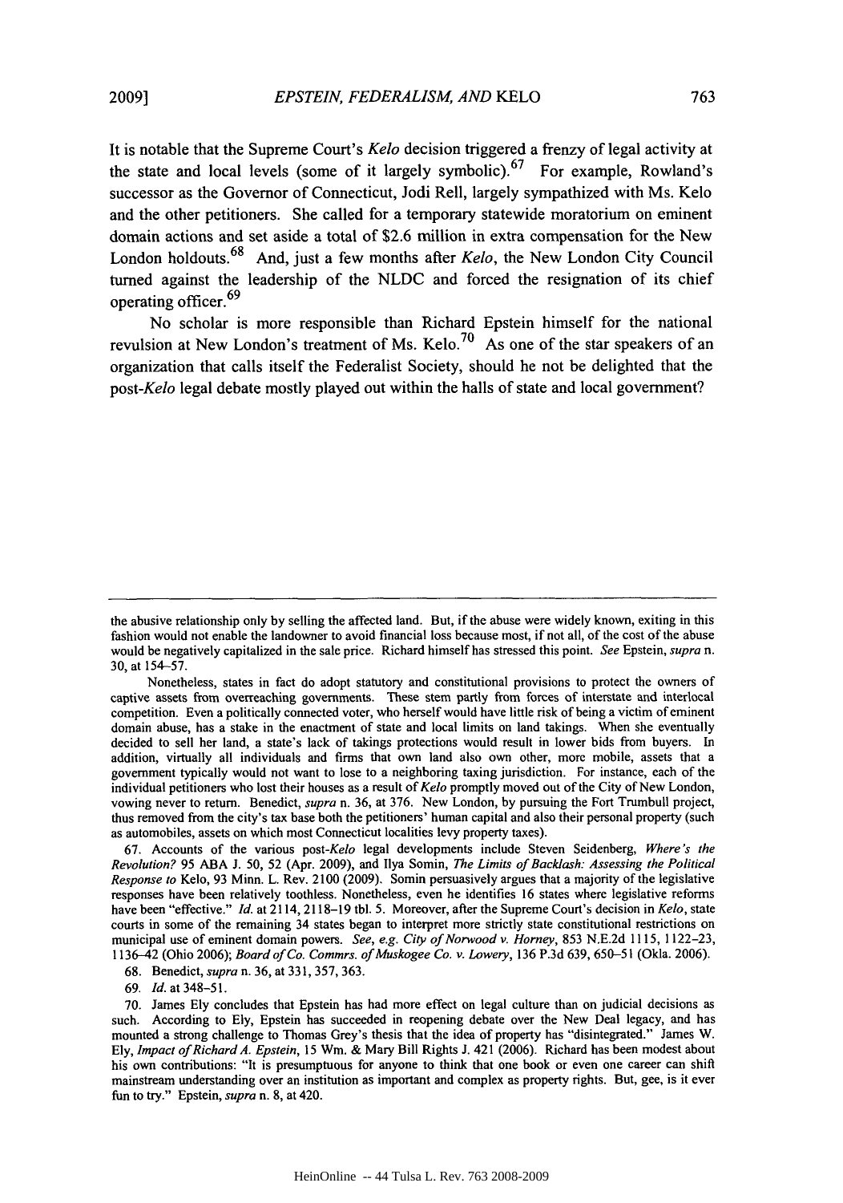It is notable that the Supreme Court's *Kelo* decision triggered a frenzy of legal activity at the state and local levels (some of it largely symbolic).[67] For example, Rowland's successor as the Governor of Connecticut, Jodi Rell, largely sympathized with Ms. Kelo and the other petitioners. She called for a temporary statewide moratorium on eminent domain actions and set aside a total of $2.6 million in extra compensation for the New London holdouts.[68] And, just a few months after *Kelo*, the New London City Council turned against the leadership of the NLDC and forced the resignation of its chief operating officer.[69]

No scholar is more responsible than Richard Epstein himself for the national revulsion at New London's treatment of Ms. Kelo.[70] As one of the star speakers of an organization that calls itself the Federalist Society, should he not be delighted that the post-*Kelo* legal debate mostly played out within the halls of state and local government?

---

the abusive relationship only by selling the affected land. But, if the abuse were widely known, exiting in this fashion would not enable the landowner to avoid financial loss because most, if not all, of the cost of the abuse would be negatively capitalized in the sale price. Richard himself has stressed this point. *See* Epstein, *supra* n. 30, at 154–57.

Nonetheless, states in fact do adopt statutory and constitutional provisions to protect the owners of captive assets from overreaching governments. These stem partly from forces of interstate and interlocal competition. Even a politically connected voter, who herself would have little risk of being a victim of eminent domain abuse, has a stake in the enactment of state and local limits on land takings. When she eventually decided to sell her land, a state's lack of takings protections would result in lower bids from buyers. In addition, virtually all individuals and firms that own land also own other, more mobile, assets that a government typically would not want to lose to a neighboring taxing jurisdiction. For instance, each of the individual petitioners who lost their houses as a result of *Kelo* promptly moved out of the City of New London, vowing never to return. Benedict, *supra* n. 36, at 376. New London, by pursuing the Fort Trumbull project, thus removed from the city's tax base both the petitioners' human capital and also their personal property (such as automobiles, assets on which most Connecticut localities levy property taxes).

67. Accounts of the various post-*Kelo* legal developments include Steven Seidenberg, *Where's the Revolution?* 95 ABA J. 50, 52 (Apr. 2009), and Ilya Somin, *The Limits of Backlash: Assessing the Political Response to* Kelo, 93 Minn. L. Rev. 2100 (2009). Somin persuasively argues that a majority of the legislative responses have been relatively toothless. Nonetheless, even he identifies 16 states where legislative reforms have been "effective." *Id.* at 2114, 2118–19 tbl. 5. Moreover, after the Supreme Court's decision in *Kelo*, state courts in some of the remaining 34 states began to interpret more strictly state constitutional restrictions on municipal use of eminent domain powers. *See, e.g. City of Norwood v. Horney*, 853 N.E.2d 1115, 1122–23, 1136–42 (Ohio 2006); *Board of Co. Commrs. of Muskogee Co. v. Lowery*, 136 P.3d 639, 650–51 (Okla. 2006).

68. Benedict, *supra* n. 36, at 331, 357, 363.

69. *Id.* at 348–51.

70. James Ely concludes that Epstein has had more effect on legal culture than on judicial decisions as such. According to Ely, Epstein has succeeded in reopening debate over the New Deal legacy, and has mounted a strong challenge to Thomas Grey's thesis that the idea of property has "disintegrated." James W. Ely, *Impact of Richard A. Epstein*, 15 Wm. & Mary Bill Rights J. 421 (2006). Richard has been modest about his own contributions: "It is presumptuous for anyone to think that one book or even one career can shift mainstream understanding over an institution as important and complex as property rights. But, gee, is it ever fun to try." Epstein, *supra* n. 8, at 420.